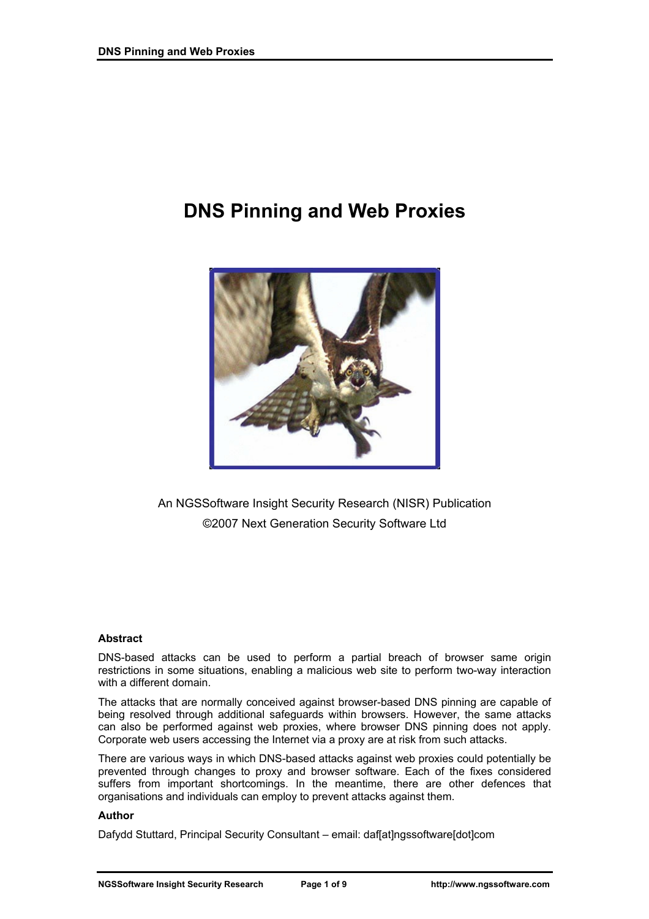# DNS Pinning and Web Proxies

An NGSSoftware Insight Security Research (NISR) Publication

©2007 Next Generation Security Software Ltd

**Abstract**

DNS-based attacks can be used to perform a partial breach of browser same origin restrictions in some situations, enabling a malicious web site to perform two-way interaction with a different domain.

The attacks that are normally conceived against browser-based DNS pinning are capable of being resolved through additional safeguards within browsers. However, the same attacks can also be performed against web proxies, where browser DNS pinning does not apply. Corporate web users accessing the Internet via a proxy are at risk from such attacks.

There are various ways in which DNS-based attacks against web proxies could potentially be prevented through changes to proxy and browser software. Each of the fixes considered suffers from important shortcomings. In the meantime, there are other defences that organisations and individuals can employ to prevent attacks against them.

**Author**

Dafydd Stuttard, Principal Security Consultant – email: daf[at]ngssoftware[dot]com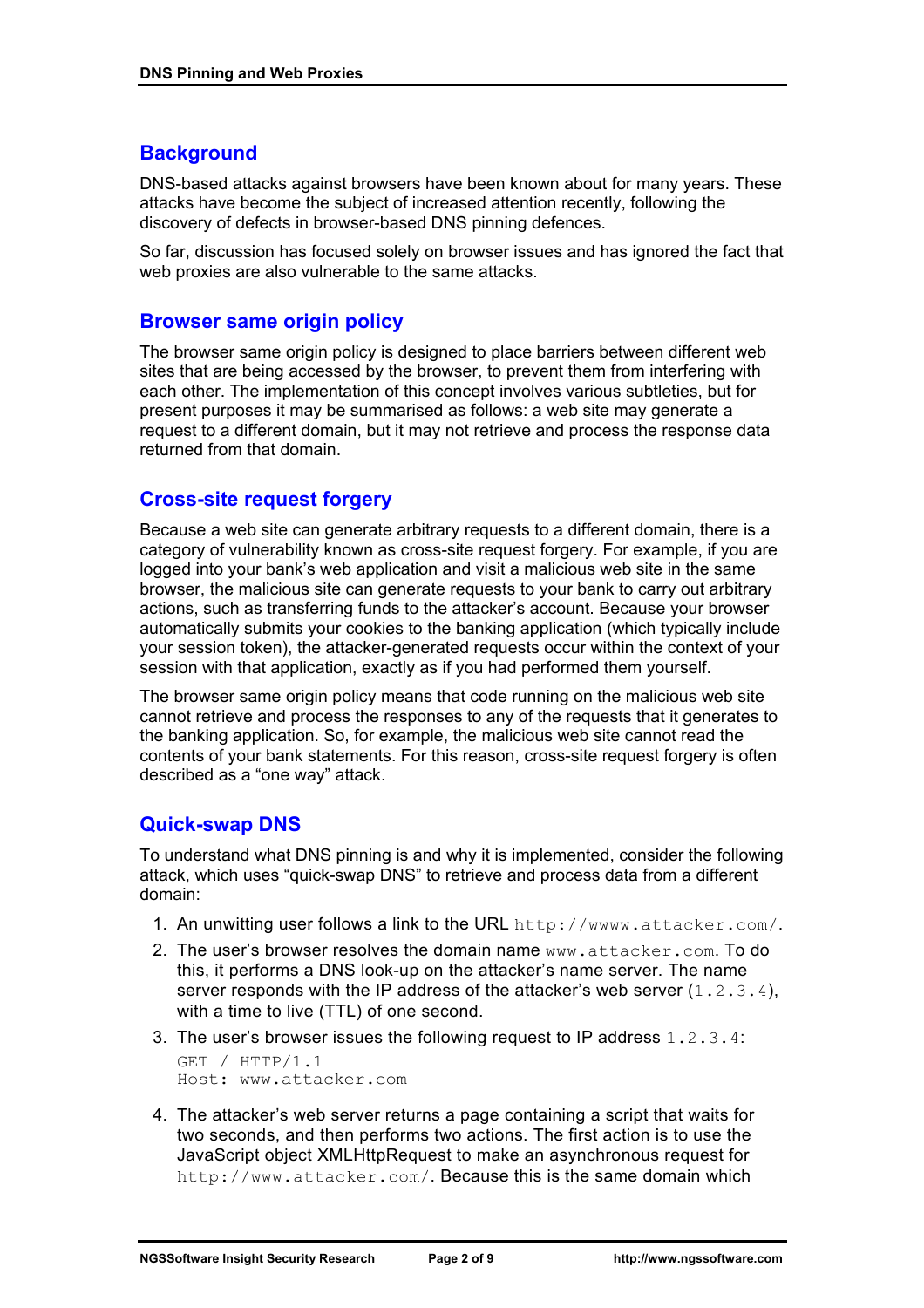## Background

DNS-based attacks against browsers have been known about for many years. These attacks have become the subject of increased attention recently, following the discovery of defects in browser-based DNS pinning defences.

So far, discussion has focused solely on browser issues and has ignored the fact that web proxies are also vulnerable to the same attacks.

## Browser same origin policy

The browser same origin policy is designed to place barriers between different web sites that are being accessed by the browser, to prevent them from interfering with each other. The implementation of this concept involves various subtleties, but for present purposes it may be summarised as follows: a web site may generate a request to a different domain, but it may not retrieve and process the response data returned from that domain.

## Cross-site request forgery

Because a web site can generate arbitrary requests to a different domain, there is a category of vulnerability known as cross-site request forgery. For example, if you are logged into your bank's web application and visit a malicious web site in the same browser, the malicious site can generate requests to your bank to carry out arbitrary actions, such as transferring funds to the attacker's account. Because your browser automatically submits your cookies to the banking application (which typically include your session token), the attacker-generated requests occur within the context of your session with that application, exactly as if you had performed them yourself.

The browser same origin policy means that code running on the malicious web site cannot retrieve and process the responses to any of the requests that it generates to the banking application. So, for example, the malicious web site cannot read the contents of your bank statements. For this reason, cross-site request forgery is often described as a "one way" attack.

## Quick-swap DNS

To understand what DNS pinning is and why it is implemented, consider the following attack, which uses "quick-swap DNS" to retrieve and process data from a different domain:

1. An unwitting user follows a link to the URL `http://wwww.attacker.com/`.
2. The user's browser resolves the domain name `www.attacker.com`. To do this, it performs a DNS look-up on the attacker's name server. The name server responds with the IP address of the attacker's web server (`1.2.3.4`), with a time to live (TTL) of one second.
3. The user's browser issues the following request to IP address `1.2.3.4`:
   ```
   GET / HTTP/1.1
   Host: www.attacker.com
   ```
4. The attacker's web server returns a page containing a script that waits for two seconds, and then performs two actions. The first action is to use the JavaScript object XMLHttpRequest to make an asynchronous request for `http://www.attacker.com/`. Because this is the same domain which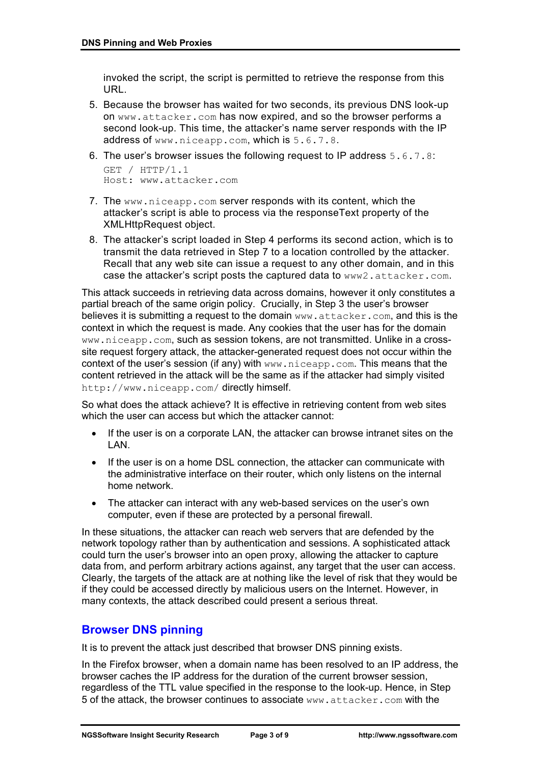invoked the script, the script is permitted to retrieve the response from this URL.

5. Because the browser has waited for two seconds, its previous DNS look-up on `www.attacker.com` has now expired, and so the browser performs a second look-up. This time, the attacker's name server responds with the IP address of `www.niceapp.com`, which is `5.6.7.8`.
6. The user's browser issues the following request to IP address `5.6.7.8`:
   ```
   GET / HTTP/1.1
   Host: www.attacker.com
   ```
7. The `www.niceapp.com` server responds with its content, which the attacker's script is able to process via the responseText property of the XMLHttpRequest object.
8. The attacker's script loaded in Step 4 performs its second action, which is to transmit the data retrieved in Step 7 to a location controlled by the attacker. Recall that any web site can issue a request to any other domain, and in this case the attacker's script posts the captured data to `www2.attacker.com`.

This attack succeeds in retrieving data across domains, however it only constitutes a partial breach of the same origin policy. Crucially, in Step 3 the user's browser believes it is submitting a request to the domain `www.attacker.com`, and this is the context in which the request is made. Any cookies that the user has for the domain `www.niceapp.com`, such as session tokens, are not transmitted. Unlike in a cross-site request forgery attack, the attacker-generated request does not occur within the context of the user's session (if any) with `www.niceapp.com`. This means that the content retrieved in the attack will be the same as if the attacker had simply visited `http://www.niceapp.com/` directly himself.

So what does the attack achieve? It is effective in retrieving content from web sites which the user can access but which the attacker cannot:

- If the user is on a corporate LAN, the attacker can browse intranet sites on the LAN.
- If the user is on a home DSL connection, the attacker can communicate with the administrative interface on their router, which only listens on the internal home network.
- The attacker can interact with any web-based services on the user's own computer, even if these are protected by a personal firewall.

In these situations, the attacker can reach web servers that are defended by the network topology rather than by authentication and sessions. A sophisticated attack could turn the user's browser into an open proxy, allowing the attacker to capture data from, and perform arbitrary actions against, any target that the user can access. Clearly, the targets of the attack are at nothing like the level of risk that they would be if they could be accessed directly by malicious users on the Internet. However, in many contexts, the attack described could present a serious threat.

## Browser DNS pinning

It is to prevent the attack just described that browser DNS pinning exists.

In the Firefox browser, when a domain name has been resolved to an IP address, the browser caches the IP address for the duration of the current browser session, regardless of the TTL value specified in the response to the look-up. Hence, in Step 5 of the attack, the browser continues to associate `www.attacker.com` with the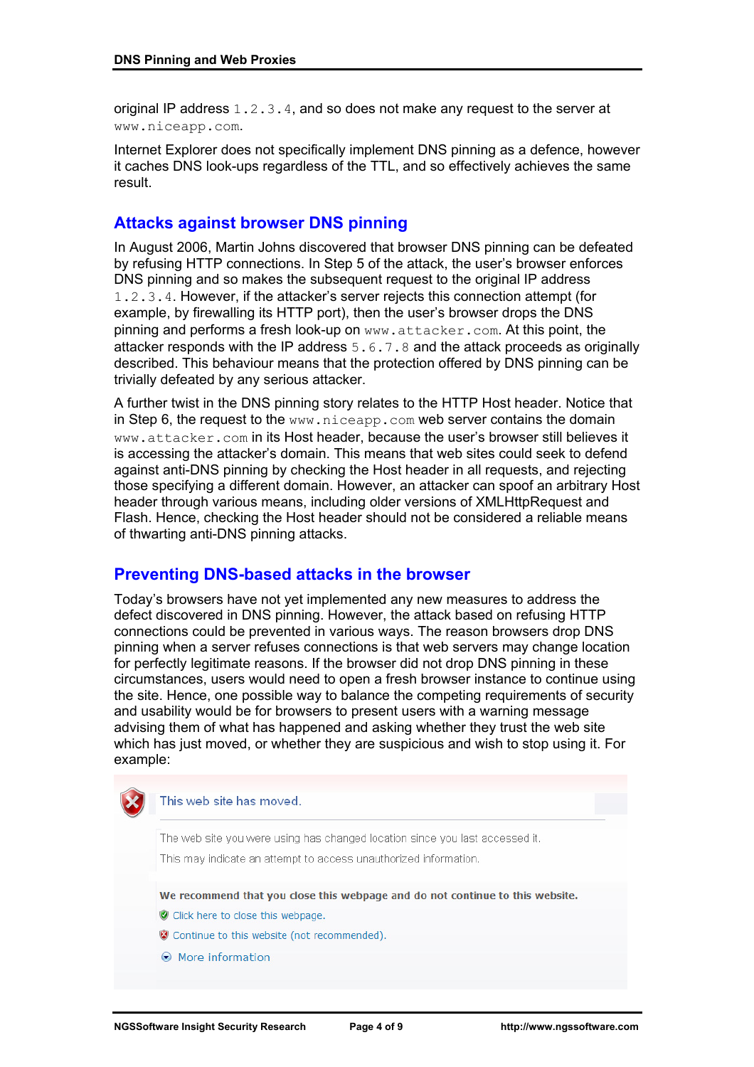original IP address `1.2.3.4`, and so does not make any request to the server at `www.niceapp.com`.

Internet Explorer does not specifically implement DNS pinning as a defence, however it caches DNS look-ups regardless of the TTL, and so effectively achieves the same result.

## Attacks against browser DNS pinning

In August 2006, Martin Johns discovered that browser DNS pinning can be defeated by refusing HTTP connections. In Step 5 of the attack, the user's browser enforces DNS pinning and so makes the subsequent request to the original IP address `1.2.3.4`. However, if the attacker's server rejects this connection attempt (for example, by firewalling its HTTP port), then the user's browser drops the DNS pinning and performs a fresh look-up on `www.attacker.com`. At this point, the attacker responds with the IP address `5.6.7.8` and the attack proceeds as originally described. This behaviour means that the protection offered by DNS pinning can be trivially defeated by any serious attacker.

A further twist in the DNS pinning story relates to the HTTP Host header. Notice that in Step 6, the request to the `www.niceapp.com` web server contains the domain `www.attacker.com` in its Host header, because the user's browser still believes it is accessing the attacker's domain. This means that web sites could seek to defend against anti-DNS pinning by checking the Host header in all requests, and rejecting those specifying a different domain. However, an attacker can spoof an arbitrary Host header through various means, including older versions of XMLHttpRequest and Flash. Hence, checking the Host header should not be considered a reliable means of thwarting anti-DNS pinning attacks.

## Preventing DNS-based attacks in the browser

Today's browsers have not yet implemented any new measures to address the defect discovered in DNS pinning. However, the attack based on refusing HTTP connections could be prevented in various ways. The reason browsers drop DNS pinning when a server refuses connections is that web servers may change location for perfectly legitimate reasons. If the browser did not drop DNS pinning in these circumstances, users would need to open a fresh browser instance to continue using the site. Hence, one possible way to balance the competing requirements of security and usability would be for browsers to present users with a warning message advising them of what has happened and asking whether they trust the web site which has just moved, or whether they are suspicious and wish to stop using it. For example:

This web site has moved.

The web site you were using has changed location since you last accessed it.

This may indicate an attempt to access unauthorized information.

**We recommend that you close this webpage and do not continue to this website.**

- Click here to close this webpage.
- Continue to this website (not recommended).
- More information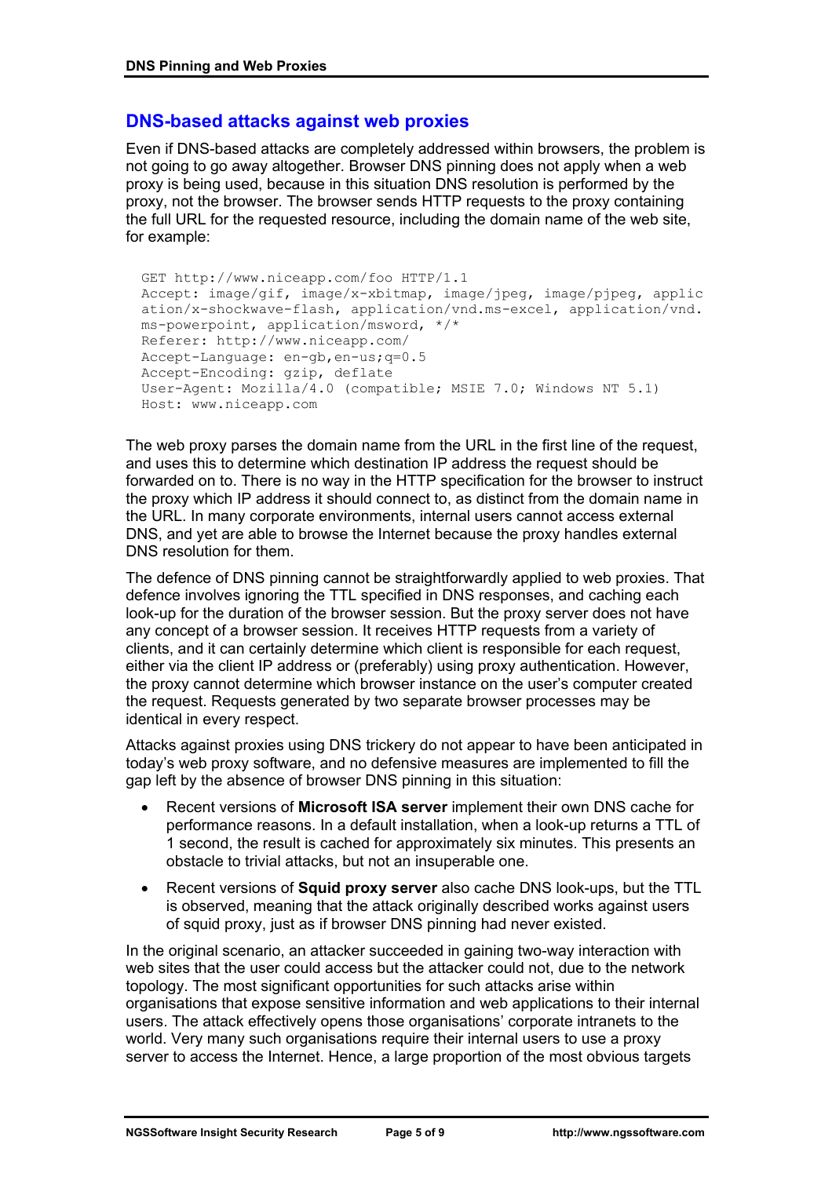## DNS-based attacks against web proxies

Even if DNS-based attacks are completely addressed within browsers, the problem is not going to go away altogether. Browser DNS pinning does not apply when a web proxy is being used, because in this situation DNS resolution is performed by the proxy, not the browser. The browser sends HTTP requests to the proxy containing the full URL for the requested resource, including the domain name of the web site, for example:

```
GET http://www.niceapp.com/foo HTTP/1.1
Accept: image/gif, image/x-xbitmap, image/jpeg, image/pjpeg, applic
ation/x-shockwave-flash, application/vnd.ms-excel, application/vnd.
ms-powerpoint, application/msword, */*
Referer: http://www.niceapp.com/
Accept-Language: en-gb,en-us;q=0.5
Accept-Encoding: gzip, deflate
User-Agent: Mozilla/4.0 (compatible; MSIE 7.0; Windows NT 5.1)
Host: www.niceapp.com
```

The web proxy parses the domain name from the URL in the first line of the request, and uses this to determine which destination IP address the request should be forwarded on to. There is no way in the HTTP specification for the browser to instruct the proxy which IP address it should connect to, as distinct from the domain name in the URL. In many corporate environments, internal users cannot access external DNS, and yet are able to browse the Internet because the proxy handles external DNS resolution for them.

The defence of DNS pinning cannot be straightforwardly applied to web proxies. That defence involves ignoring the TTL specified in DNS responses, and caching each look-up for the duration of the browser session. But the proxy server does not have any concept of a browser session. It receives HTTP requests from a variety of clients, and it can certainly determine which client is responsible for each request, either via the client IP address or (preferably) using proxy authentication. However, the proxy cannot determine which browser instance on the user's computer created the request. Requests generated by two separate browser processes may be identical in every respect.

Attacks against proxies using DNS trickery do not appear to have been anticipated in today's web proxy software, and no defensive measures are implemented to fill the gap left by the absence of browser DNS pinning in this situation:

- Recent versions of **Microsoft ISA server** implement their own DNS cache for performance reasons. In a default installation, when a look-up returns a TTL of 1 second, the result is cached for approximately six minutes. This presents an obstacle to trivial attacks, but not an insuperable one.
- Recent versions of **Squid proxy server** also cache DNS look-ups, but the TTL is observed, meaning that the attack originally described works against users of squid proxy, just as if browser DNS pinning had never existed.

In the original scenario, an attacker succeeded in gaining two-way interaction with web sites that the user could access but the attacker could not, due to the network topology. The most significant opportunities for such attacks arise within organisations that expose sensitive information and web applications to their internal users. The attack effectively opens those organisations' corporate intranets to the world. Very many such organisations require their internal users to use a proxy server to access the Internet. Hence, a large proportion of the most obvious targets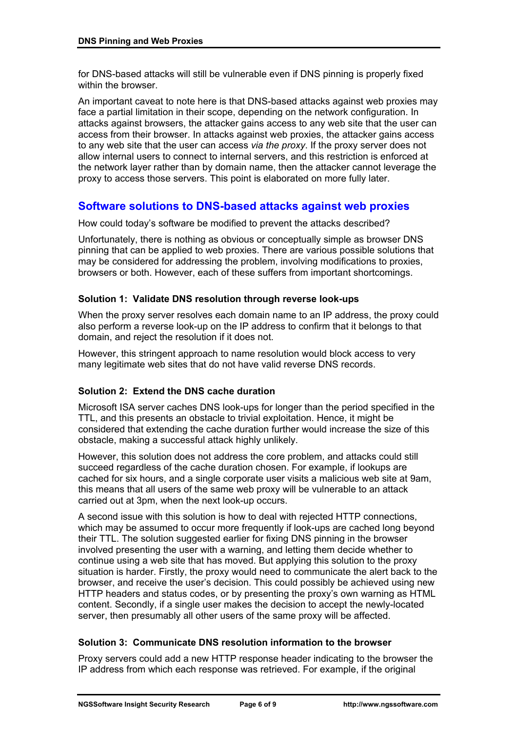for DNS-based attacks will still be vulnerable even if DNS pinning is properly fixed within the browser.

An important caveat to note here is that DNS-based attacks against web proxies may face a partial limitation in their scope, depending on the network configuration. In attacks against browsers, the attacker gains access to any web site that the user can access from their browser. In attacks against web proxies, the attacker gains access to any web site that the user can access *via the proxy*. If the proxy server does not allow internal users to connect to internal servers, and this restriction is enforced at the network layer rather than by domain name, then the attacker cannot leverage the proxy to access those servers. This point is elaborated on more fully later.

## Software solutions to DNS-based attacks against web proxies

How could today's software be modified to prevent the attacks described?

Unfortunately, there is nothing as obvious or conceptually simple as browser DNS pinning that can be applied to web proxies. There are various possible solutions that may be considered for addressing the problem, involving modifications to proxies, browsers or both. However, each of these suffers from important shortcomings.

### Solution 1: Validate DNS resolution through reverse look-ups

When the proxy server resolves each domain name to an IP address, the proxy could also perform a reverse look-up on the IP address to confirm that it belongs to that domain, and reject the resolution if it does not.

However, this stringent approach to name resolution would block access to very many legitimate web sites that do not have valid reverse DNS records.

### Solution 2: Extend the DNS cache duration

Microsoft ISA server caches DNS look-ups for longer than the period specified in the TTL, and this presents an obstacle to trivial exploitation. Hence, it might be considered that extending the cache duration further would increase the size of this obstacle, making a successful attack highly unlikely.

However, this solution does not address the core problem, and attacks could still succeed regardless of the cache duration chosen. For example, if lookups are cached for six hours, and a single corporate user visits a malicious web site at 9am, this means that all users of the same web proxy will be vulnerable to an attack carried out at 3pm, when the next look-up occurs.

A second issue with this solution is how to deal with rejected HTTP connections, which may be assumed to occur more frequently if look-ups are cached long beyond their TTL. The solution suggested earlier for fixing DNS pinning in the browser involved presenting the user with a warning, and letting them decide whether to continue using a web site that has moved. But applying this solution to the proxy situation is harder. Firstly, the proxy would need to communicate the alert back to the browser, and receive the user's decision. This could possibly be achieved using new HTTP headers and status codes, or by presenting the proxy's own warning as HTML content. Secondly, if a single user makes the decision to accept the newly-located server, then presumably all other users of the same proxy will be affected.

### Solution 3: Communicate DNS resolution information to the browser

Proxy servers could add a new HTTP response header indicating to the browser the IP address from which each response was retrieved. For example, if the original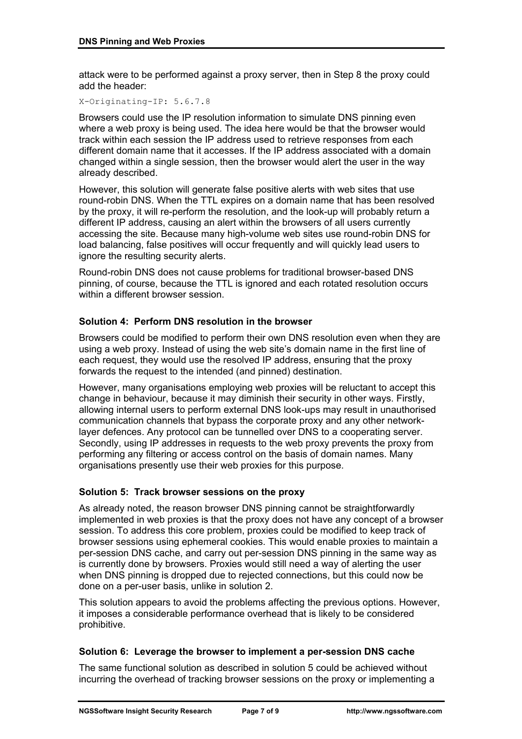attack were to be performed against a proxy server, then in Step 8 the proxy could add the header:

```
X-Originating-IP: 5.6.7.8
```

Browsers could use the IP resolution information to simulate DNS pinning even where a web proxy is being used. The idea here would be that the browser would track within each session the IP address used to retrieve responses from each different domain name that it accesses. If the IP address associated with a domain changed within a single session, then the browser would alert the user in the way already described.

However, this solution will generate false positive alerts with web sites that use round-robin DNS. When the TTL expires on a domain name that has been resolved by the proxy, it will re-perform the resolution, and the look-up will probably return a different IP address, causing an alert within the browsers of all users currently accessing the site. Because many high-volume web sites use round-robin DNS for load balancing, false positives will occur frequently and will quickly lead users to ignore the resulting security alerts.

Round-robin DNS does not cause problems for traditional browser-based DNS pinning, of course, because the TTL is ignored and each rotated resolution occurs within a different browser session.

### Solution 4: Perform DNS resolution in the browser

Browsers could be modified to perform their own DNS resolution even when they are using a web proxy. Instead of using the web site's domain name in the first line of each request, they would use the resolved IP address, ensuring that the proxy forwards the request to the intended (and pinned) destination.

However, many organisations employing web proxies will be reluctant to accept this change in behaviour, because it may diminish their security in other ways. Firstly, allowing internal users to perform external DNS look-ups may result in unauthorised communication channels that bypass the corporate proxy and any other network-layer defences. Any protocol can be tunnelled over DNS to a cooperating server. Secondly, using IP addresses in requests to the web proxy prevents the proxy from performing any filtering or access control on the basis of domain names. Many organisations presently use their web proxies for this purpose.

### Solution 5: Track browser sessions on the proxy

As already noted, the reason browser DNS pinning cannot be straightforwardly implemented in web proxies is that the proxy does not have any concept of a browser session. To address this core problem, proxies could be modified to keep track of browser sessions using ephemeral cookies. This would enable proxies to maintain a per-session DNS cache, and carry out per-session DNS pinning in the same way as is currently done by browsers. Proxies would still need a way of alerting the user when DNS pinning is dropped due to rejected connections, but this could now be done on a per-user basis, unlike in solution 2.

This solution appears to avoid the problems affecting the previous options. However, it imposes a considerable performance overhead that is likely to be considered prohibitive.

### Solution 6: Leverage the browser to implement a per-session DNS cache

The same functional solution as described in solution 5 could be achieved without incurring the overhead of tracking browser sessions on the proxy or implementing a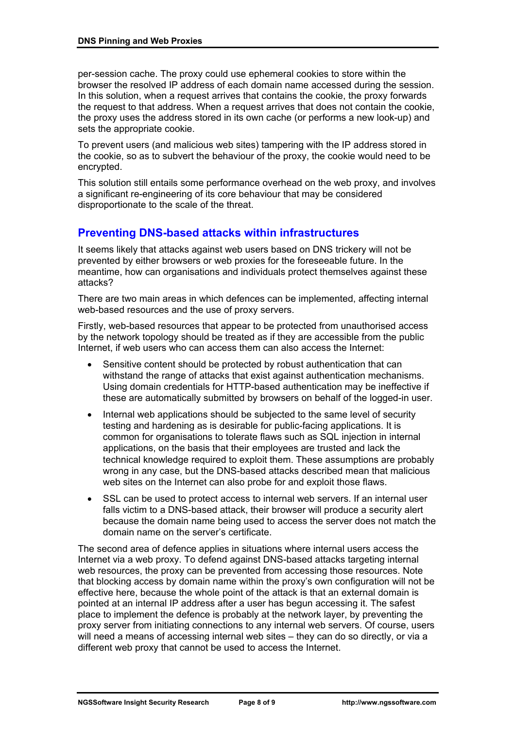per-session cache. The proxy could use ephemeral cookies to store within the browser the resolved IP address of each domain name accessed during the session. In this solution, when a request arrives that contains the cookie, the proxy forwards the request to that address. When a request arrives that does not contain the cookie, the proxy uses the address stored in its own cache (or performs a new look-up) and sets the appropriate cookie.

To prevent users (and malicious web sites) tampering with the IP address stored in the cookie, so as to subvert the behaviour of the proxy, the cookie would need to be encrypted.

This solution still entails some performance overhead on the web proxy, and involves a significant re-engineering of its core behaviour that may be considered disproportionate to the scale of the threat.

## Preventing DNS-based attacks within infrastructures

It seems likely that attacks against web users based on DNS trickery will not be prevented by either browsers or web proxies for the foreseeable future. In the meantime, how can organisations and individuals protect themselves against these attacks?

There are two main areas in which defences can be implemented, affecting internal web-based resources and the use of proxy servers.

Firstly, web-based resources that appear to be protected from unauthorised access by the network topology should be treated as if they are accessible from the public Internet, if web users who can access them can also access the Internet:

- Sensitive content should be protected by robust authentication that can withstand the range of attacks that exist against authentication mechanisms. Using domain credentials for HTTP-based authentication may be ineffective if these are automatically submitted by browsers on behalf of the logged-in user.
- Internal web applications should be subjected to the same level of security testing and hardening as is desirable for public-facing applications. It is common for organisations to tolerate flaws such as SQL injection in internal applications, on the basis that their employees are trusted and lack the technical knowledge required to exploit them. These assumptions are probably wrong in any case, but the DNS-based attacks described mean that malicious web sites on the Internet can also probe for and exploit those flaws.
- SSL can be used to protect access to internal web servers. If an internal user falls victim to a DNS-based attack, their browser will produce a security alert because the domain name being used to access the server does not match the domain name on the server's certificate.

The second area of defence applies in situations where internal users access the Internet via a web proxy. To defend against DNS-based attacks targeting internal web resources, the proxy can be prevented from accessing those resources. Note that blocking access by domain name within the proxy's own configuration will not be effective here, because the whole point of the attack is that an external domain is pointed at an internal IP address after a user has begun accessing it. The safest place to implement the defence is probably at the network layer, by preventing the proxy server from initiating connections to any internal web servers. Of course, users will need a means of accessing internal web sites – they can do so directly, or via a different web proxy that cannot be used to access the Internet.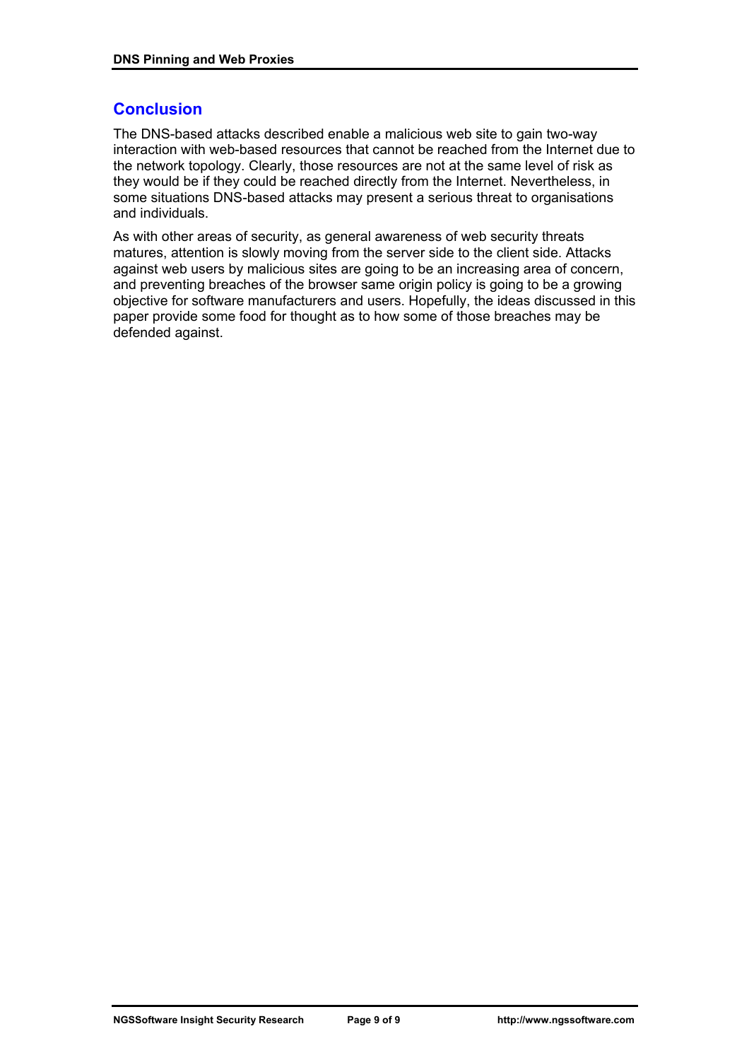## Conclusion

The DNS-based attacks described enable a malicious web site to gain two-way interaction with web-based resources that cannot be reached from the Internet due to the network topology. Clearly, those resources are not at the same level of risk as they would be if they could be reached directly from the Internet. Nevertheless, in some situations DNS-based attacks may present a serious threat to organisations and individuals.

As with other areas of security, as general awareness of web security threats matures, attention is slowly moving from the server side to the client side. Attacks against web users by malicious sites are going to be an increasing area of concern, and preventing breaches of the browser same origin policy is going to be a growing objective for software manufacturers and users. Hopefully, the ideas discussed in this paper provide some food for thought as to how some of those breaches may be defended against.